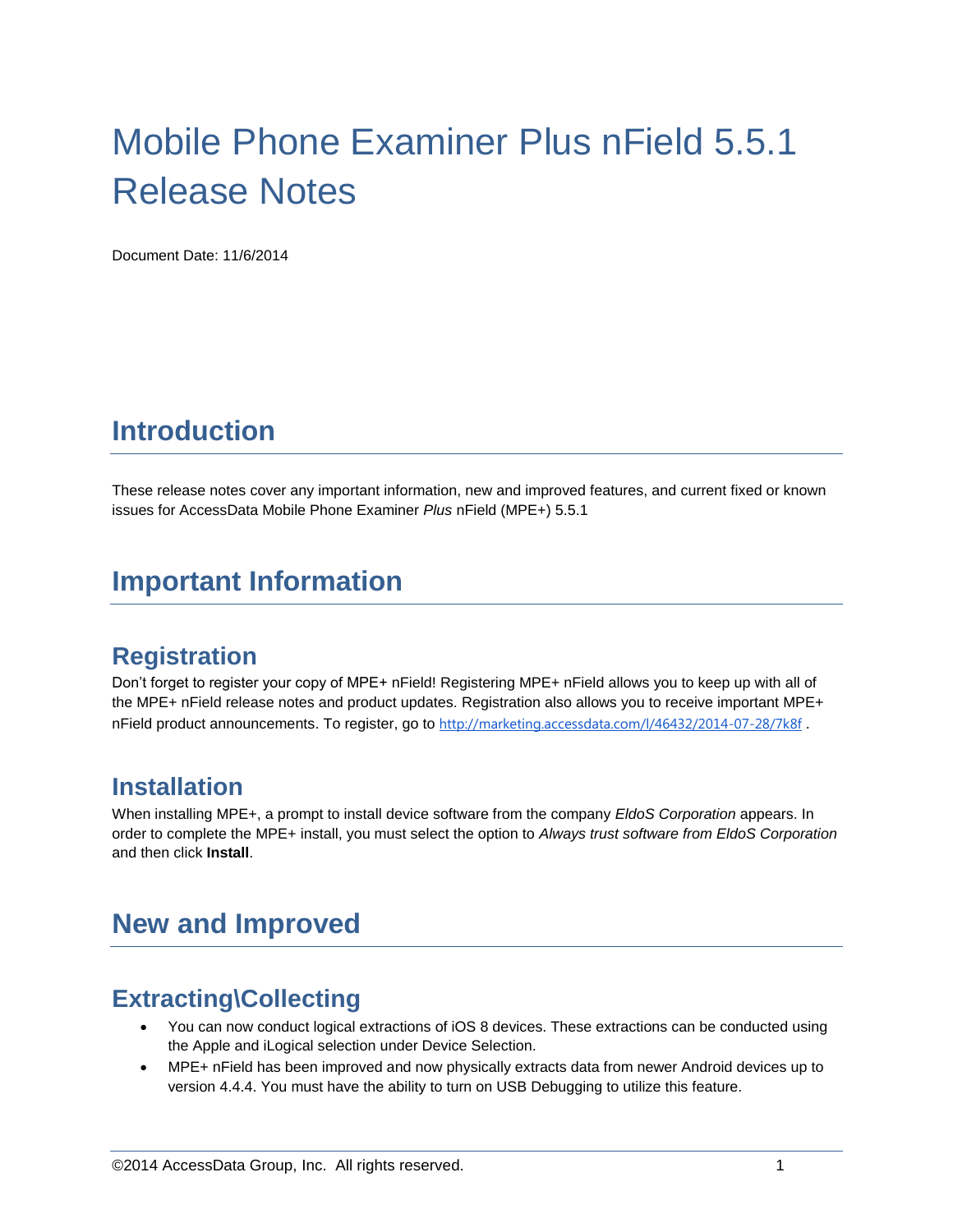# Mobile Phone Examiner Plus nField 5.5.1 Release Notes

Document Date: 11/6/2014

## Introduction

These release notes cover any important information, new and improved features, and current fixed or known issues for AccessData Mobile Phone Examiner *Plus* nField (MPE+) 5.5.1

## Important Information

### Registration

Don't forget to register your copy of MPE+ nField! Registering MPE+ nField allows you to keep up with all of the MPE+ nField release notes and product updates. Registration also allows you to receive important MPE+ nField product announcements. To register, go to http://marketing.accessdata.com/l/46432/2014-07-28/7k8f .

### Installation

When installing MPE+, a prompt to install device software from the company *EldoS Corporation* appears. In order to complete the MPE+ install, you must select the option to *Always trust software from EldoS Corporation* and then click **Install**.

## New and Improved

### Extracting\Collecting

- You can now conduct logical extractions of iOS 8 devices. These extractions can be conducted using the Apple and iLogical selection under Device Selection.
- MPE+ nField has been improved and now physically extracts data from newer Android devices up to version 4.4.4. You must have the ability to turn on USB Debugging to utilize this feature.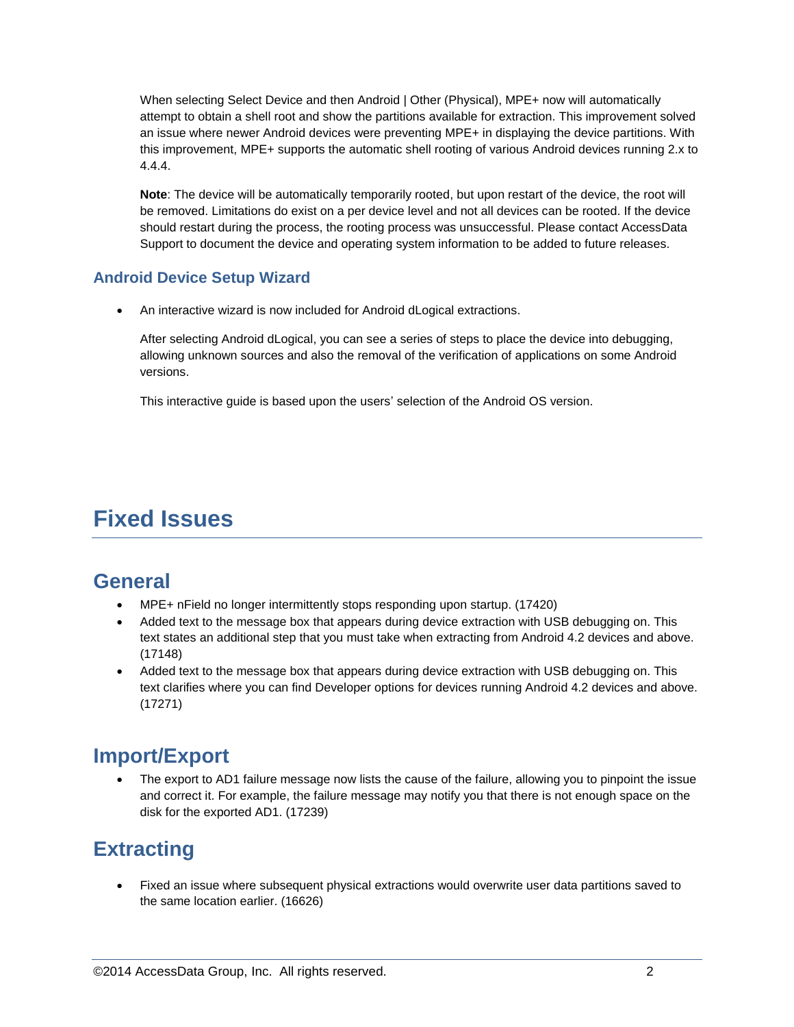When selecting Select Device and then Android | Other (Physical), MPE+ now will automatically attempt to obtain a shell root and show the partitions available for extraction. This improvement solved an issue where newer Android devices were preventing MPE+ in displaying the device partitions. With this improvement, MPE+ supports the automatic shell rooting of various Android devices running 2.x to 4.4.4.

**Note**: The device will be automatically temporarily rooted, but upon restart of the device, the root will be removed. Limitations do exist on a per device level and not all devices can be rooted. If the device should restart during the process, the rooting process was unsuccessful. Please contact AccessData Support to document the device and operating system information to be added to future releases.

### Android Device Setup Wizard

- An interactive wizard is now included for Android dLogical extractions.

  After selecting Android dLogical, you can see a series of steps to place the device into debugging, allowing unknown sources and also the removal of the verification of applications on some Android versions.

  This interactive guide is based upon the users' selection of the Android OS version.

# Fixed Issues

## General

- MPE+ nField no longer intermittently stops responding upon startup. (17420)
- Added text to the message box that appears during device extraction with USB debugging on. This text states an additional step that you must take when extracting from Android 4.2 devices and above. (17148)
- Added text to the message box that appears during device extraction with USB debugging on. This text clarifies where you can find Developer options for devices running Android 4.2 devices and above. (17271)

## Import/Export

- The export to AD1 failure message now lists the cause of the failure, allowing you to pinpoint the issue and correct it. For example, the failure message may notify you that there is not enough space on the disk for the exported AD1. (17239)

## Extracting

- Fixed an issue where subsequent physical extractions would overwrite user data partitions saved to the same location earlier. (16626)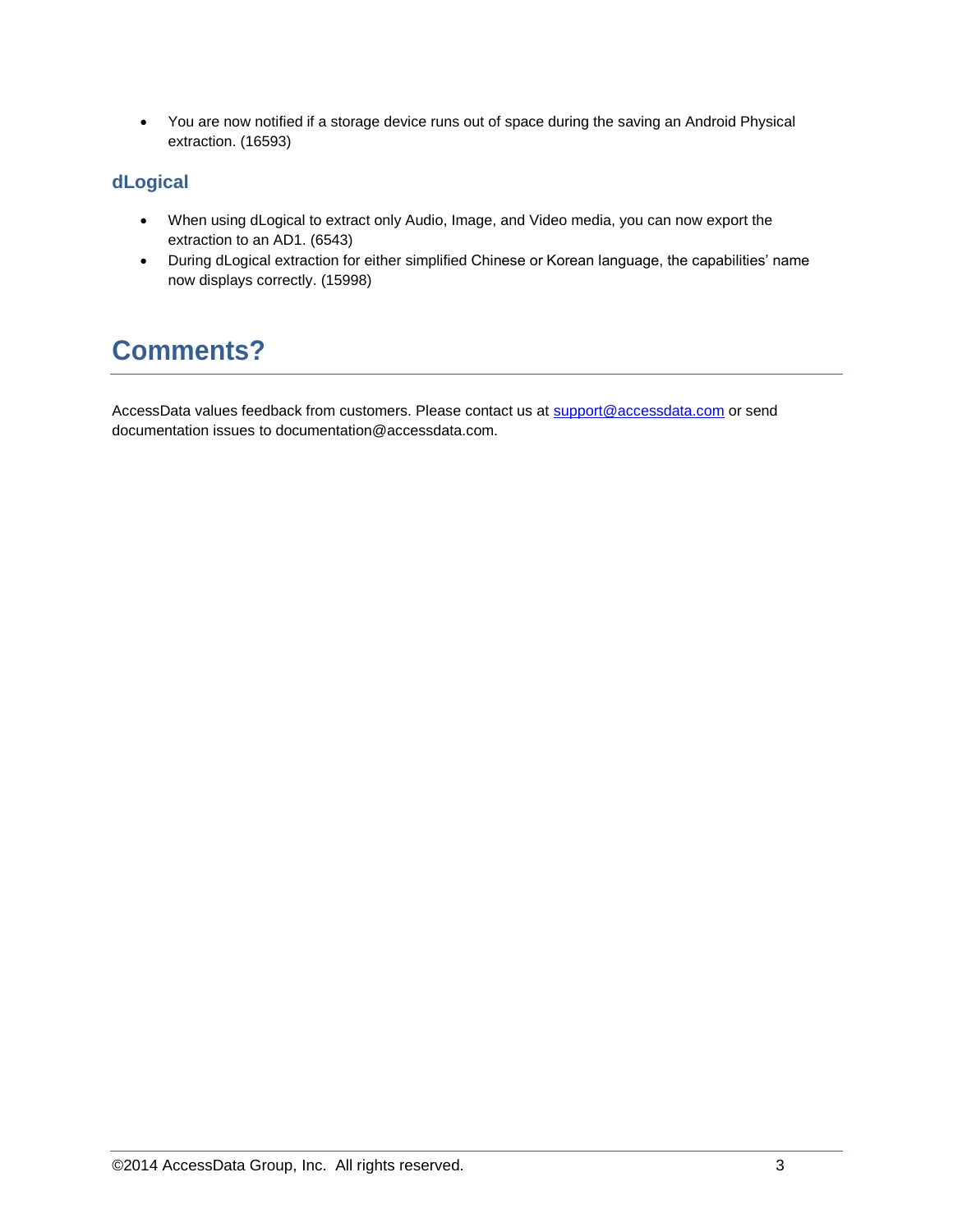- You are now notified if a storage device runs out of space during the saving an Android Physical extraction. (16593)

### dLogical

- When using dLogical to extract only Audio, Image, and Video media, you can now export the extraction to an AD1. (6543)
- During dLogical extraction for either simplified Chinese or Korean language, the capabilities' name now displays correctly. (15998)

## Comments?

AccessData values feedback from customers. Please contact us at support@accessdata.com or send documentation issues to documentation@accessdata.com.